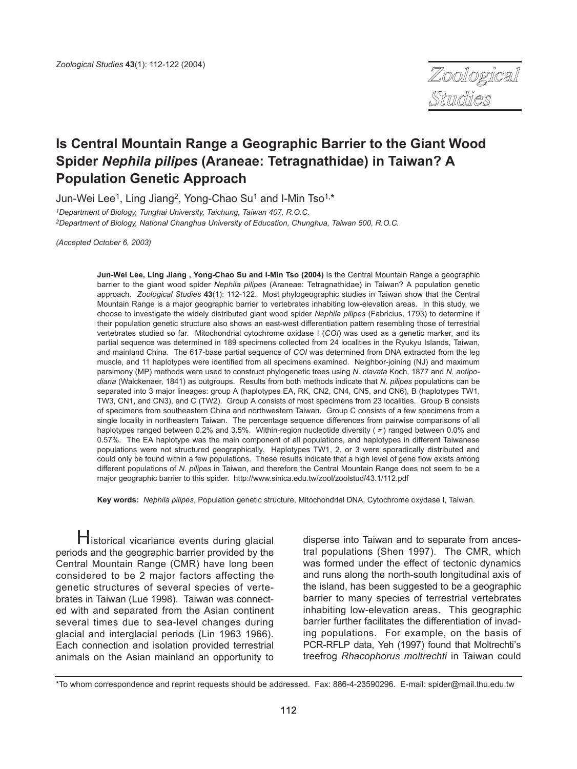# Is Central Mountain Range a Geographic Barrier to the Giant Wood Spider *Nephila pilipes* (Araneae: Tetragnathidae) in Taiwan? A Population Genetic Approach

Jun-Wei Lee[1], Ling Jiang[2], Yong-Chao Su[1] and I-Min Tso[1,*]

[1]*Department of Biology, Tunghai University, Taichung, Taiwan 407, R.O.C.*
[2]*Department of Biology, National Changhua University of Education, Chunghua, Taiwan 500, R.O.C.*

*(Accepted October 6, 2003)*

**Jun-Wei Lee, Ling Jiang , Yong-Chao Su and I-Min Tso (2004)** Is the Central Mountain Range a geographic barrier to the giant wood spider *Nephila pilipes* (Araneae: Tetragnathidae) in Taiwan? A population genetic approach. *Zoological Studies* **43**(1): 112-122. Most phylogeographic studies in Taiwan show that the Central Mountain Range is a major geographic barrier to vertebrates inhabiting low-elevation areas. In this study, we choose to investigate the widely distributed giant wood spider *Nephila pilipes* (Fabricius, 1793) to determine if their population genetic structure also shows an east-west differentiation pattern resembling those of terrestrial vertebrates studied so far. Mitochondrial cytochrome oxidase I (*COI*) was used as a genetic marker, and its partial sequence was determined in 189 specimens collected from 24 localities in the Ryukyu Islands, Taiwan, and mainland China. The 617-base partial sequence of *COI* was determined from DNA extracted from the leg muscle, and 11 haplotypes were identified from all specimens examined. Neighbor-joining (NJ) and maximum parsimony (MP) methods were used to construct phylogenetic trees using *N. clavata* Koch, 1877 and *N. antipodiana* (Walckenaer, 1841) as outgroups. Results from both methods indicate that *N. pilipes* populations can be separated into 3 major lineages: group A (haplotypes EA, RK, CN2, CN4, CN5, and CN6), B (haplotypes TW1, TW3, CN1, and CN3), and C (TW2). Group A consists of most specimens from 23 localities. Group B consists of specimens from southeastern China and northwestern Taiwan. Group C consists of a few specimens from a single locality in northeastern Taiwan. The percentage sequence differences from pairwise comparisons of all haplotypes ranged between 0.2% and 3.5%. Within-region nucleotide diversity ( $\pi$ ) ranged between 0.0% and 0.57%. The EA haplotype was the main component of all populations, and haplotypes in different Taiwanese populations were not structured geographically. Haplotypes TW1, 2, or 3 were sporadically distributed and could only be found within a few populations. These results indicate that a high level of gene flow exists among different populations of *N. pilipes* in Taiwan, and therefore the Central Mountain Range does not seem to be a major geographic barrier to this spider. http://www.sinica.edu.tw/zool/zoolstud/43.1/112.pdf

**Key words:** *Nephila pilipes*, Population genetic structure, Mitochondrial DNA, Cytochrome oxydase I, Taiwan.

Historical vicariance events during glacial periods and the geographic barrier provided by the Central Mountain Range (CMR) have long been considered to be 2 major factors affecting the genetic structures of several species of vertebrates in Taiwan (Lue 1998). Taiwan was connected with and separated from the Asian continent several times due to sea-level changes during glacial and interglacial periods (Lin 1963 1966). Each connection and isolation provided terrestrial animals on the Asian mainland an opportunity to disperse into Taiwan and to separate from ancestral populations (Shen 1997). The CMR, which was formed under the effect of tectonic dynamics and runs along the north-south longitudinal axis of the island, has been suggested to be a geographic barrier to many species of terrestrial vertebrates inhabiting low-elevation areas. This geographic barrier further facilitates the differentiation of invading populations. For example, on the basis of PCR-RFLP data, Yeh (1997) found that Moltrechti's treefrog *Rhacophorus moltrechti* in Taiwan could

*To whom correspondence and reprint requests should be addressed. Fax: 886-4-23590296. E-mail: spider@mail.thu.edu.tw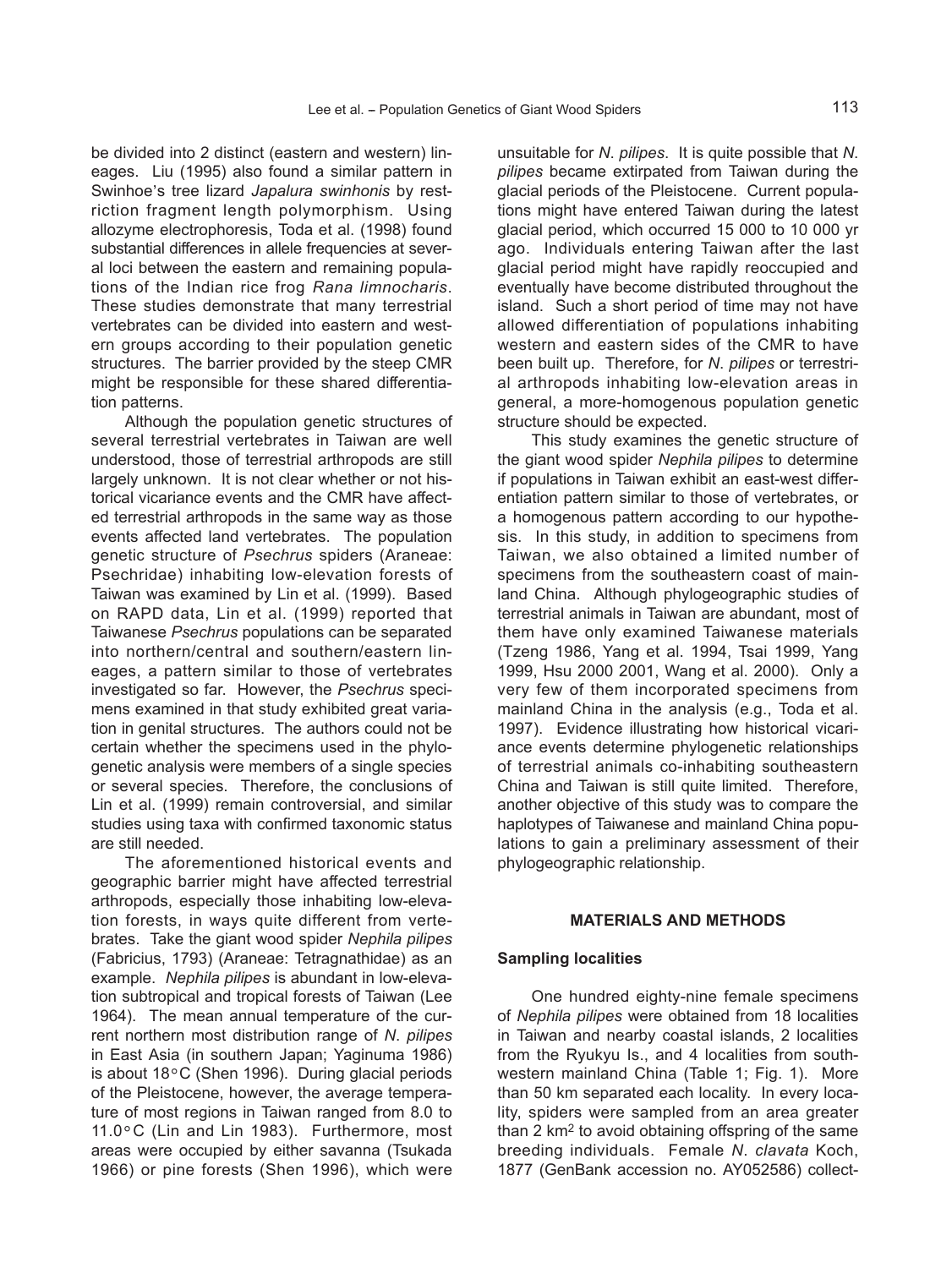be divided into 2 distinct (eastern and western) lineages. Liu (1995) also found a similar pattern in Swinhoe's tree lizard *Japalura swinhonis* by restriction fragment length polymorphism. Using allozyme electrophoresis, Toda et al. (1998) found substantial differences in allele frequencies at several loci between the eastern and remaining populations of the Indian rice frog *Rana limnocharis*. These studies demonstrate that many terrestrial vertebrates can be divided into eastern and western groups according to their population genetic structures. The barrier provided by the steep CMR might be responsible for these shared differentiation patterns.

Although the population genetic structures of several terrestrial vertebrates in Taiwan are well understood, those of terrestrial arthropods are still largely unknown. It is not clear whether or not historical vicariance events and the CMR have affected terrestrial arthropods in the same way as those events affected land vertebrates. The population genetic structure of *Psechrus* spiders (Araneae: Psechridae) inhabiting low-elevation forests of Taiwan was examined by Lin et al. (1999). Based on RAPD data, Lin et al. (1999) reported that Taiwanese *Psechrus* populations can be separated into northern/central and southern/eastern lineages, a pattern similar to those of vertebrates investigated so far. However, the *Psechrus* specimens examined in that study exhibited great variation in genital structures. The authors could not be certain whether the specimens used in the phylogenetic analysis were members of a single species or several species. Therefore, the conclusions of Lin et al. (1999) remain controversial, and similar studies using taxa with confirmed taxonomic status are still needed.

The aforementioned historical events and geographic barrier might have affected terrestrial arthropods, especially those inhabiting low-elevation forests, in ways quite different from vertebrates. Take the giant wood spider *Nephila pilipes* (Fabricius, 1793) (Araneae: Tetragnathidae) as an example. *Nephila pilipes* is abundant in low-elevation subtropical and tropical forests of Taiwan (Lee 1964). The mean annual temperature of the current northern most distribution range of *N. pilipes* in East Asia (in southern Japan; Yaginuma 1986) is about 18°C (Shen 1996). During glacial periods of the Pleistocene, however, the average temperature of most regions in Taiwan ranged from 8.0 to 11.0°C (Lin and Lin 1983). Furthermore, most areas were occupied by either savanna (Tsukada 1966) or pine forests (Shen 1996), which were unsuitable for *N. pilipes*. It is quite possible that *N. pilipes* became extirpated from Taiwan during the glacial periods of the Pleistocene. Current populations might have entered Taiwan during the latest glacial period, which occurred 15 000 to 10 000 yr ago. Individuals entering Taiwan after the last glacial period might have rapidly reoccupied and eventually have become distributed throughout the island. Such a short period of time may not have allowed differentiation of populations inhabiting western and eastern sides of the CMR to have been built up. Therefore, for *N. pilipes* or terrestrial arthropods inhabiting low-elevation areas in general, a more-homogenous population genetic structure should be expected.

This study examines the genetic structure of the giant wood spider *Nephila pilipes* to determine if populations in Taiwan exhibit an east-west differentiation pattern similar to those of vertebrates, or a homogenous pattern according to our hypothesis. In this study, in addition to specimens from Taiwan, we also obtained a limited number of specimens from the southeastern coast of mainland China. Although phylogeographic studies of terrestrial animals in Taiwan are abundant, most of them have only examined Taiwanese materials (Tzeng 1986, Yang et al. 1994, Tsai 1999, Yang 1999, Hsu 2000 2001, Wang et al. 2000). Only a very few of them incorporated specimens from mainland China in the analysis (e.g., Toda et al. 1997). Evidence illustrating how historical vicariance events determine phylogenetic relationships of terrestrial animals co-inhabiting southeastern China and Taiwan is still quite limited. Therefore, another objective of this study was to compare the haplotypes of Taiwanese and mainland China populations to gain a preliminary assessment of their phylogeographic relationship.

## MATERIALS AND METHODS

### Sampling localities

One hundred eighty-nine female specimens of *Nephila pilipes* were obtained from 18 localities in Taiwan and nearby coastal islands, 2 localities from the Ryukyu Is., and 4 localities from southwestern mainland China (Table 1; Fig. 1). More than 50 km separated each locality. In every locality, spiders were sampled from an area greater than 2 km$^2$ to avoid obtaining offspring of the same breeding individuals. Female *N. clavata* Koch, 1877 (GenBank accession no. AY052586) collect-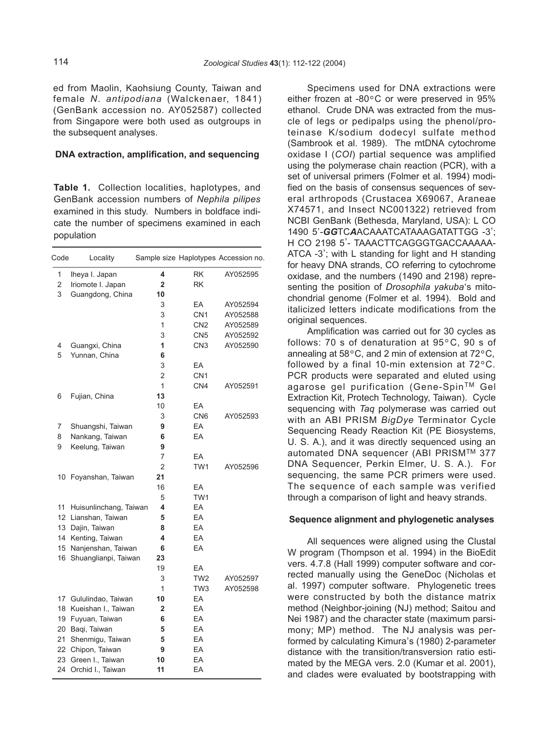ed from Maolin, Kaohsiung County, Taiwan and female *N. antipodiana* (Walckenaer, 1841) (GenBank accession no. AY052587) collected from Singapore were both used as outgroups in the subsequent analyses.

### DNA extraction, amplification, and sequencing

**Table 1.** Collection localities, haplotypes, and GenBank accession numbers of *Nephila pilipes* examined in this study. Numbers in boldface indicate the number of specimens examined in each population

| Code | Locality | Sample size | Haplotypes | Accession no. |
|---|---|---|---|---|
| 1 | Iheya I. Japan | **4** | RK | AY052595 |
| 2 | Iriomote I. Japan | **2** | RK | |
| 3 | Guangdong, China | **10** | | |
| | | 3 | EA | AY052594 |
| | | 3 | CN1 | AY052588 |
| | | 1 | CN2 | AY052589 |
| | | 3 | CN5 | AY052592 |
| 4 | Guangxi, China | **1** | CN3 | AY052590 |
| 5 | Yunnan, China | **6** | | |
| | | 3 | EA | |
| | | 2 | CN1 | |
| | | 1 | CN4 | AY052591 |
| 6 | Fujian, China | **13** | | |
| | | 10 | EA | |
| | | 3 | CN6 | AY052593 |
| 7 | Shuangshi, Taiwan | **9** | EA | |
| 8 | Nankang, Taiwan | **6** | EA | |
| 9 | Keelung, Taiwan | **9** | | |
| | | 7 | EA | |
| | | 2 | TW1 | AY052596 |
| 10 | Foyanshan, Taiwan | **21** | | |
| | | 16 | EA | |
| | | 5 | TW1 | |
| 11 | Huisunlinchang, Taiwan | **4** | EA | |
| 12 | Lianshan, Taiwan | **5** | EA | |
| 13 | Dajin, Taiwan | **8** | EA | |
| 14 | Kenting, Taiwan | **4** | EA | |
| 15 | Nanjenshan, Taiwan | **6** | EA | |
| 16 | Shuanglianpi, Taiwan | **23** | | |
| | | 19 | EA | |
| | | 3 | TW2 | AY052597 |
| | | 1 | TW3 | AY052598 |
| 17 | Gululindao, Taiwan | **10** | EA | |
| 18 | Kueishan I., Taiwan | **2** | EA | |
| 19 | Fuyuan, Taiwan | **6** | EA | |
| 20 | Baqi, Taiwan | **5** | EA | |
| 21 | Shenmigu, Taiwan | **5** | EA | |
| 22 | Chipon, Taiwan | **9** | EA | |
| 23 | Green I., Taiwan | **10** | EA | |
| 24 | Orchid I., Taiwan | **11** | EA | |

Specimens used for DNA extractions were either frozen at -80°C or were preserved in 95% ethanol. Crude DNA was extracted from the muscle of legs or pedipalps using the phenol/proteinase K/sodium dodecyl sulfate method (Sambrook et al. 1989). The mtDNA cytochrome oxidase I (*COI*) partial sequence was amplified using the polymerase chain reaction (PCR), with a set of universal primers (Folmer et al. 1994) modified on the basis of consensus sequences of several arthropods (Crustacea X69067, Araneae X74571, and Insect NC001322) retrieved from NCBI GenBank (Bethesda, Maryland, USA): L CO 1490 5'-***GG***TC***A***ACAAATCATAAAGATATTGG -3'; H CO 2198 5'- TAAACTTCAGGGTGACCAAAAA-ATCA -3'; with L standing for light and H standing for heavy DNA strands, CO referring to cytochrome oxidase, and the numbers (1490 and 2198) representing the position of *Drosophila yakuba*'s mitochondrial genome (Folmer et al. 1994). Bold and italicized letters indicate modifications from the original sequences.

Amplification was carried out for 30 cycles as follows: 70 s of denaturation at 95°C, 90 s of annealing at 58°C, and 2 min of extension at 72°C, followed by a final 10-min extension at 72°C. PCR products were separated and eluted using agarose gel purification (Gene-Spin™ Gel Extraction Kit, Protech Technology, Taiwan). Cycle sequencing with *Taq* polymerase was carried out with an ABI PRISM *BigDye* Terminator Cycle Sequencing Ready Reaction Kit (PE Biosystems, U. S. A.), and it was directly sequenced using an automated DNA sequencer (ABI PRISM™ 377 DNA Sequencer, Perkin Elmer, U. S. A.). For sequencing, the same PCR primers were used. The sequence of each sample was verified through a comparison of light and heavy strands.

### Sequence alignment and phylogenetic analyses

All sequences were aligned using the Clustal W program (Thompson et al. 1994) in the BioEdit vers. 4.7.8 (Hall 1999) computer software and corrected manually using the GeneDoc (Nicholas et al. 1997) computer software. Phylogenetic trees were constructed by both the distance matrix method (Neighbor-joining (NJ) method; Saitou and Nei 1987) and the character state (maximum parsimony; MP) method. The NJ analysis was performed by calculating Kimura's (1980) 2-parameter distance with the transition/transversion ratio estimated by the MEGA vers. 2.0 (Kumar et al. 2001), and clades were evaluated by bootstrapping with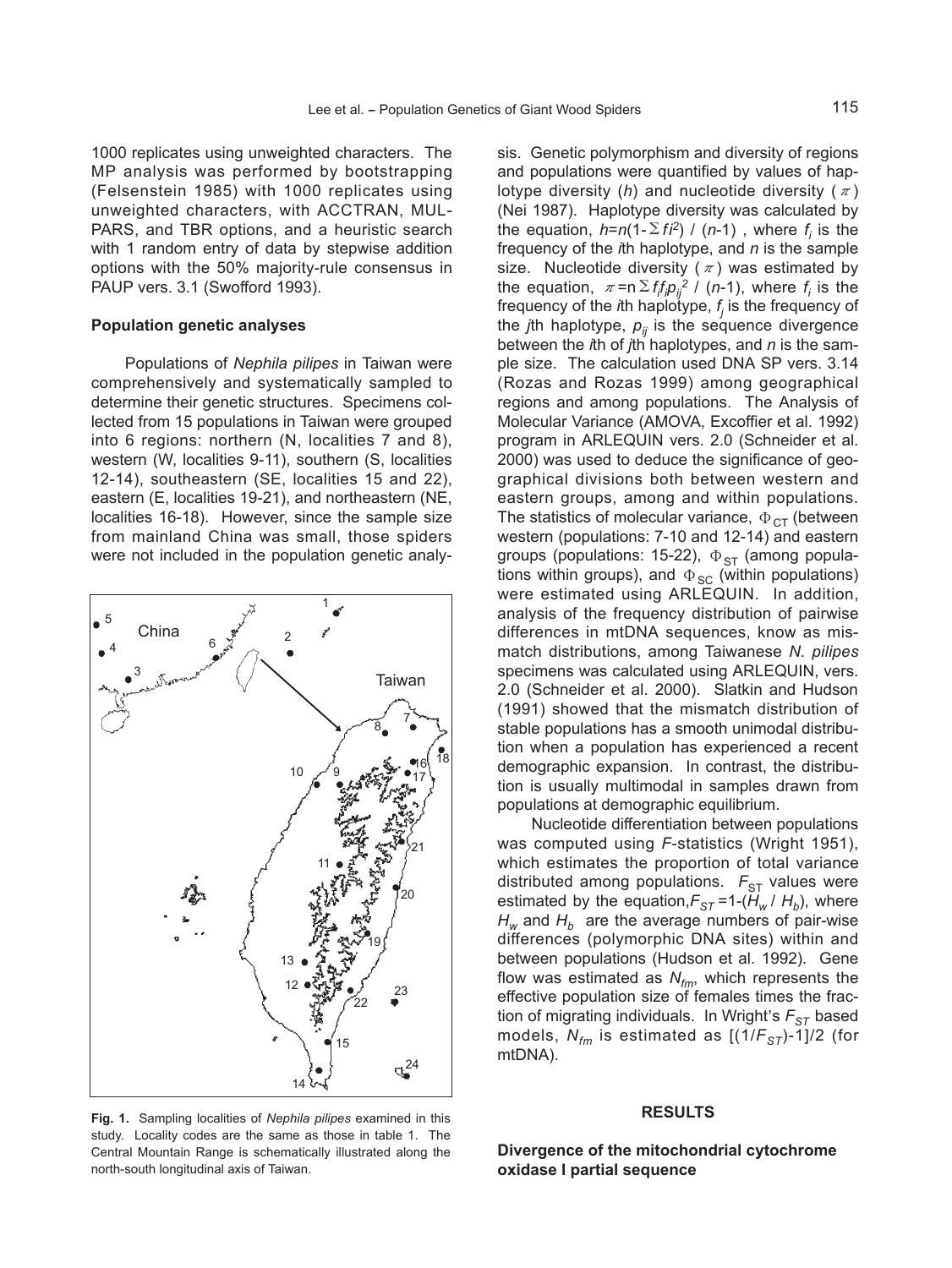1000 replicates using unweighted characters. The MP analysis was performed by bootstrapping (Felsenstein 1985) with 1000 replicates using unweighted characters, with ACCTRAN, MULPARS, and TBR options, and a heuristic search with 1 random entry of data by stepwise addition options with the 50% majority-rule consensus in PAUP vers. 3.1 (Swofford 1993).

### Population genetic analyses

Populations of *Nephila pilipes* in Taiwan were comprehensively and systematically sampled to determine their genetic structures. Specimens collected from 15 populations in Taiwan were grouped into 6 regions: northern (N, localities 7 and 8), western (W, localities 9-11), southern (S, localities 12-14), southeastern (SE, localities 15 and 22), eastern (E, localities 19-21), and northeastern (NE, localities 16-18). However, since the sample size from mainland China was small, those spiders were not included in the population genetic analysis. Genetic polymorphism and diversity of regions and populations were quantified by values of haplotype diversity ($h$) and nucleotide diversity ($\pi$) (Nei 1987). Haplotype diversity was calculated by the equation, $h=n(1-\Sigma f i^2)$ / $(n-1)$ , where $f_i$ is the frequency of the $i$th haplotype, and $n$ is the sample size. Nucleotide diversity ($\pi$) was estimated by the equation, $\pi = n \Sigma f_i f_j p_{ij}^2$ / $(n-1)$, where $f_i$ is the frequency of the $i$th haplotype, $f_j$ is the frequency of the $j$th haplotype, $p_{ij}$ is the sequence divergence between the $i$th of $j$th haplotypes, and $n$ is the sample size. The calculation used DNA SP vers. 3.14 (Rozas and Rozas 1999) among geographical regions and among populations. The Analysis of Molecular Variance (AMOVA, Excoffier et al. 1992) program in ARLEQUIN vers. 2.0 (Schneider et al. 2000) was used to deduce the significance of geographical divisions both between western and eastern groups, among and within populations. The statistics of molecular variance, $\Phi_{CT}$ (between western (populations: 7-10 and 12-14) and eastern groups (populations: 15-22), $\Phi_{ST}$ (among populations within groups), and $\Phi_{SC}$ (within populations) were estimated using ARLEQUIN. In addition, analysis of the frequency distribution of pairwise differences in mtDNA sequences, know as mismatch distributions, among Taiwanese *N*. *pilipes* specimens was calculated using ARLEQUIN, vers. 2.0 (Schneider et al. 2000). Slatkin and Hudson (1991) showed that the mismatch distribution of stable populations has a smooth unimodal distribution when a population has experienced a recent demographic expansion. In contrast, the distribution is usually multimodal in samples drawn from populations at demographic equilibrium.

Nucleotide differentiation between populations was computed using *F*-statistics (Wright 1951), which estimates the proportion of total variance distributed among populations. $F_{ST}$ values were estimated by the equation, $F_{ST}=1-(H_w / H_b)$, where $H_w$ and $H_b$ are the average numbers of pair-wise differences (polymorphic DNA sites) within and between populations (Hudson et al. 1992). Gene flow was estimated as $N_{fm}$, which represents the effective population size of females times the fraction of migrating individuals. In Wright's $F_{ST}$ based models, $N_{fm}$ is estimated as $[(1/F_{ST})-1]/2$ (for mtDNA).

**Fig. 1.** Sampling localities of *Nephila pilipes* examined in this study. Locality codes are the same as those in table 1. The Central Mountain Range is schematically illustrated along the north-south longitudinal axis of Taiwan.

## RESULTS

### Divergence of the mitochondrial cytochrome oxidase I partial sequence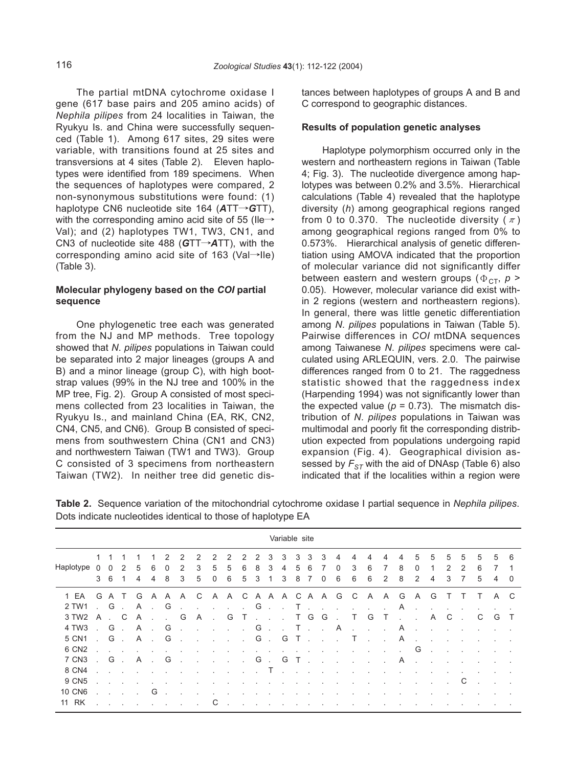The partial mtDNA cytochrome oxidase I gene (617 base pairs and 205 amino acids) of *Nephila pilipes* from 24 localities in Taiwan, the Ryukyu Is. and China were successfully sequenced (Table 1). Among 617 sites, 29 sites were variable, with transitions found at 25 sites and transversions at 4 sites (Table 2). Eleven haplotypes were identified from 189 specimens. When the sequences of haplotypes were compared, 2 non-synonymous substitutions were found: (1) haplotype CN6 nucleotide site 164 (***A***TT→***G***TT), with the corresponding amino acid site of 55 (Ile→Val); and (2) haplotypes TW1, TW3, CN1, and CN3 of nucleotide site 488 (***G***TT→***A***TT), with the corresponding amino acid site of 163 (Val→Ile) (Table 3).

### Molecular phylogeny based on the *COI* partial sequence

One phylogenetic tree each was generated from the NJ and MP methods. Tree topology showed that *N. pilipes* populations in Taiwan could be separated into 2 major lineages (groups A and B) and a minor lineage (group C), with high bootstrap values (99% in the NJ tree and 100% in the MP tree, Fig. 2). Group A consisted of most specimens collected from 23 localities in Taiwan, the Ryukyu Is., and mainland China (EA, RK, CN2, CN4, CN5, and CN6). Group B consisted of specimens from southwestern China (CN1 and CN3) and northwestern Taiwan (TW1 and TW3). Group C consisted of 3 specimens from northeastern Taiwan (TW2). In neither tree did genetic distances between haplotypes of groups A and B and C correspond to geographic distances.

### Results of population genetic analyses

Haplotype polymorphism occurred only in the western and northeastern regions in Taiwan (Table 4; Fig. 3). The nucleotide divergence among haplotypes was between 0.2% and 3.5%. Hierarchical calculations (Table 4) revealed that the haplotype diversity ($h$) among geographical regions ranged from 0 to 0.370. The nucleotide diversity ($\pi$) among geographical regions ranged from 0% to 0.573%. Hierarchical analysis of genetic differentiation using AMOVA indicated that the proportion of molecular variance did not significantly differ between eastern and western groups ($\Phi_{CT}$, $p > 0.05$). However, molecular variance did exist within 2 regions (western and northeastern regions). In general, there was little genetic differentiation among *N. pilipes* populations in Taiwan (Table 5). Pairwise differences in *COI* mtDNA sequences among Taiwanese *N. pilipes* specimens were calculated using ARLEQUIN, vers. 2.0. The pairwise differences ranged from 0 to 21. The raggedness statistic showed that the raggedness index (Harpending 1994) was not significantly lower than the expected value ($p = 0.73$). The mismatch distribution of *N. pilipes* populations in Taiwan was multimodal and poorly fit the corresponding distribution expected from populations undergoing rapid expansion (Fig. 4). Geographical division assessed by $F_{ST}$ with the aid of DNAsp (Table 6) also indicated that if the localities within a region were

**Table 2.** Sequence variation of the mitochondrial cytochrome oxidase I partial sequence in *Nephila pilipes*. Dots indicate nucleotides identical to those of haplotype EA

| Haplotype | Variable site | | | | | | | | | | | | | | | | | | | | | | | | | | | | |
|---|---|---|---|---|---|---|---|---|---|---|---|---|---|---|---|---|---|---|---|---|---|---|---|---|---|---|---|---|---|
| | 103 | 106 | 121 | 154 | 164 | 208 | 223 | 235 | 250 | 256 | 265 | 283 | 313 | 343 | 358 | 367 | 370 | 406 | 436 | 466 | 472 | 488 | 502 | 514 | 523 | 527 | 565 | 574 | 610 |
| 1 EA | G | A | T | G | A | A | A | C | A | A | C | A | A | A | C | A | A | G | C | A | A | G | A | G | T | T | T | A | C |
| 2 TW1 | . | G | . | A | . | G | . | . | . | . | . | . | G | . | . | T | . | . | . | . | . | A | . | . | . | . | . | . | . |
| 3 TW2 | A | . | C | A | . | . | G | A | . | G | T | . | . | . | T | G | G | . | T | G | T | . | . | A | C | . | C | G | T |
| 4 TW3 | . | G | . | A | . | G | . | . | . | . | . | . | G | . | . | T | . | A | . | . | . | A | . | . | . | . | . | . | . |
| 5 CN1 | . | G | . | A | . | G | . | . | . | . | . | . | G | . | G | T | . | . | T | . | . | A | . | . | . | . | . | . | . |
| 6 CN2 | . | . | . | . | . | . | . | . | . | . | . | . | . | . | . | . | . | . | . | . | . | . | G | . | . | . | . | . | . |
| 7 CN3 | . | G | . | A | . | G | . | . | . | . | . | . | G | . | G | T | . | . | . | . | . | A | . | . | . | . | . | . | . |
| 8 CN4 | . | . | . | . | . | . | . | . | . | . | . | . | . | T | . | . | . | . | . | . | . | . | . | . | . | . | . | . | . |
| 9 CN5 | . | . | . | . | . | . | . | . | . | . | . | . | . | . | . | . | . | . | . | . | . | . | . | . | . | C | . | . | . |
| 10 CN6 | . | . | . | . | G | . | . | . | . | . | . | . | . | . | . | . | . | . | . | . | . | . | . | . | . | . | . | . | . |
| 11 RK | . | . | . | . | . | . | . | . | C | . | . | . | . | . | . | . | . | . | . | . | . | . | . | . | . | . | . | . | . |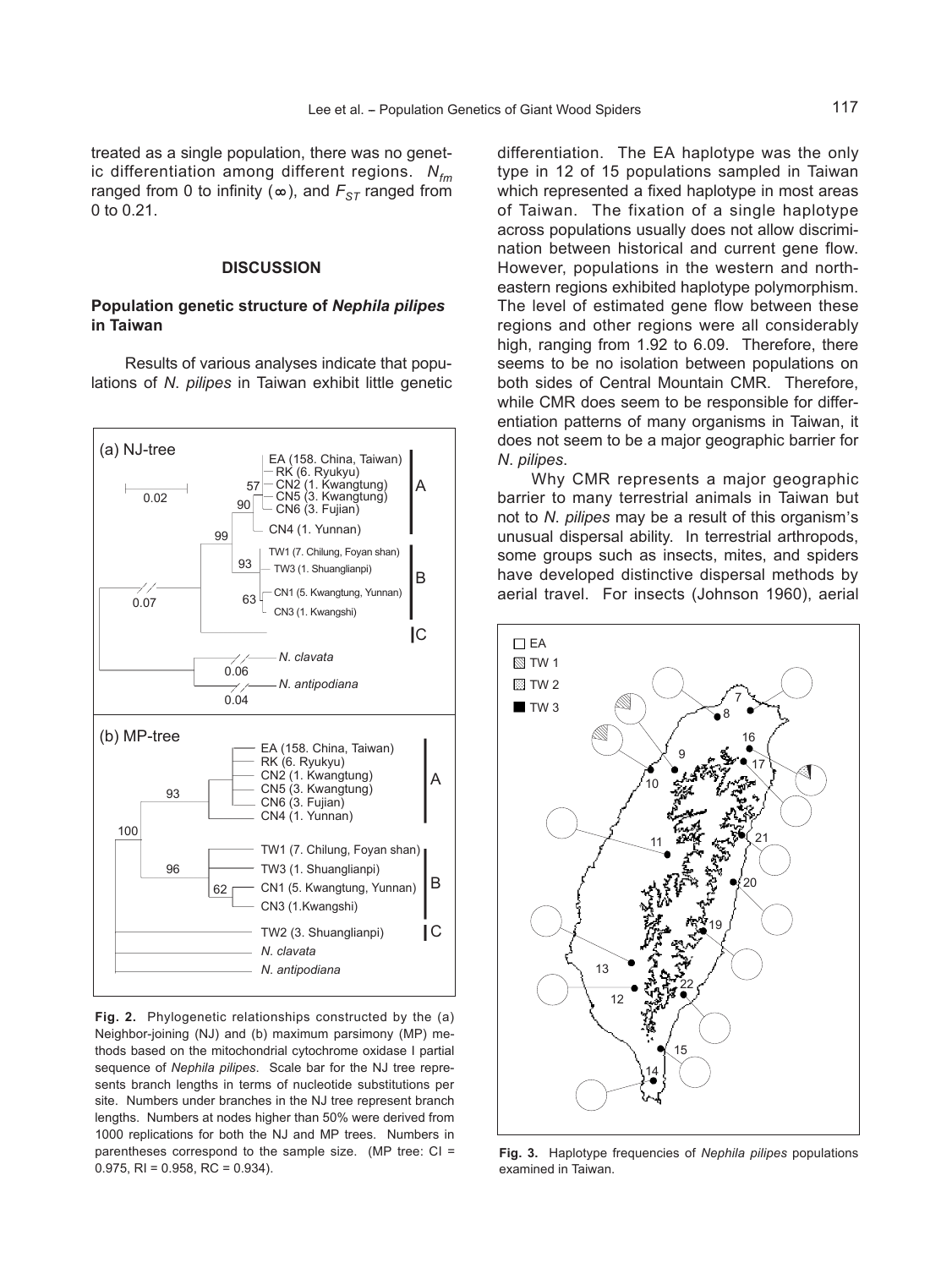treated as a single population, there was no genetic differentiation among different regions. $N_{fm}$ ranged from 0 to infinity ($\infty$), and $F_{ST}$ ranged from 0 to 0.21.

## DISCUSSION

### Population genetic structure of *Nephila pilipes* in Taiwan

Results of various analyses indicate that populations of *N. pilipes* in Taiwan exhibit little genetic differentiation. The EA haplotype was the only type in 12 of 15 populations sampled in Taiwan which represented a fixed haplotype in most areas of Taiwan. The fixation of a single haplotype across populations usually does not allow discrimination between historical and current gene flow. However, populations in the western and northeastern regions exhibited haplotype polymorphism. The level of estimated gene flow between these regions and other regions were all considerably high, ranging from 1.92 to 6.09. Therefore, there seems to be no isolation between populations on both sides of Central Mountain CMR. Therefore, while CMR does seem to be responsible for differentiation patterns of many organisms in Taiwan, it does not seem to be a major geographic barrier for *N. pilipes*.

Why CMR represents a major geographic barrier to many terrestrial animals in Taiwan but not to *N. pilipes* may be a result of this organism's unusual dispersal ability. In terrestrial arthropods, some groups such as insects, mites, and spiders have developed distinctive dispersal methods by aerial travel. For insects (Johnson 1960), aerial

**Fig. 2.** Phylogenetic relationships constructed by the (a) Neighbor-joining (NJ) and (b) maximum parsimony (MP) methods based on the mitochondrial cytochrome oxidase I partial sequence of *Nephila pilipes*. Scale bar for the NJ tree represents branch lengths in terms of nucleotide substitutions per site. Numbers under branches in the NJ tree represent branch lengths. Numbers at nodes higher than 50% were derived from 1000 replications for both the NJ and MP trees. Numbers in parentheses correspond to the sample size. (MP tree: CI = 0.975, RI = 0.958, RC = 0.934).

**Fig. 3.** Haplotype frequencies of *Nephila pilipes* populations examined in Taiwan.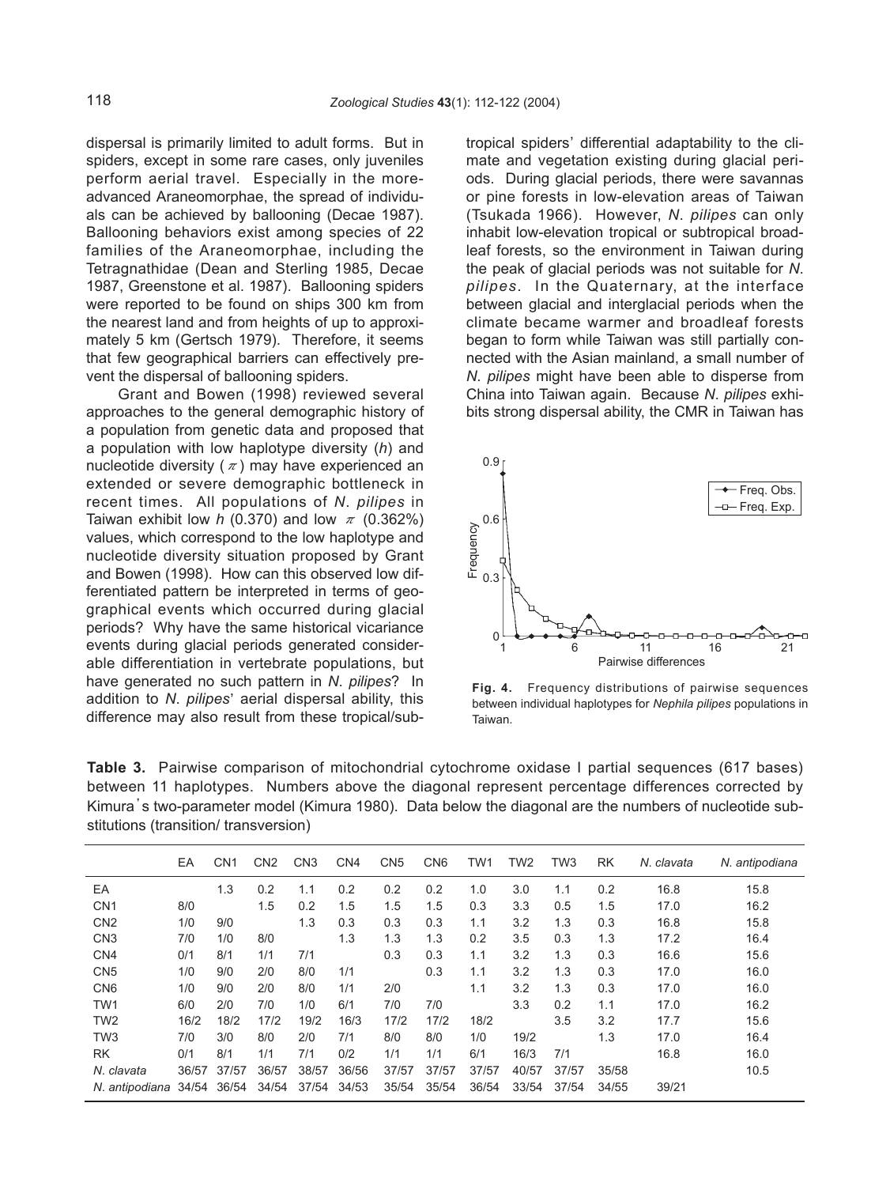dispersal is primarily limited to adult forms. But in spiders, except in some rare cases, only juveniles perform aerial travel. Especially in the more-advanced Araneomorphae, the spread of individuals can be achieved by ballooning (Decae 1987). Ballooning behaviors exist among species of 22 families of the Araneomorphae, including the Tetragnathidae (Dean and Sterling 1985, Decae 1987, Greenstone et al. 1987). Ballooning spiders were reported to be found on ships 300 km from the nearest land and from heights of up to approximately 5 km (Gertsch 1979). Therefore, it seems that few geographical barriers can effectively prevent the dispersal of ballooning spiders.

Grant and Bowen (1998) reviewed several approaches to the general demographic history of a population from genetic data and proposed that a population with low haplotype diversity ($h$) and nucleotide diversity ($\pi$) may have experienced an extended or severe demographic bottleneck in recent times. All populations of *N. pilipes* in Taiwan exhibit low $h$ (0.370) and low $\pi$ (0.362%) values, which correspond to the low haplotype and nucleotide diversity situation proposed by Grant and Bowen (1998). How can this observed low differentiated pattern be interpreted in terms of geographical events which occurred during glacial periods? Why have the same historical vicariance events during glacial periods generated considerable differentiation in vertebrate populations, but have generated no such pattern in *N. pilipes*? In addition to *N. pilipes*' aerial dispersal ability, this difference may also result from these tropical/subtropical spiders' differential adaptability to the climate and vegetation existing during glacial periods. During glacial periods, there were savannas or pine forests in low-elevation areas of Taiwan (Tsukada 1966). However, *N. pilipes* can only inhabit low-elevation tropical or subtropical broadleaf forests, so the environment in Taiwan during the peak of glacial periods was not suitable for *N. pilipes*. In the Quaternary, at the interface between glacial and interglacial periods when the climate became warmer and broadleaf forests began to form while Taiwan was still partially connected with the Asian mainland, a small number of *N. pilipes* might have been able to disperse from China into Taiwan again. Because *N. pilipes* exhibits strong dispersal ability, the CMR in Taiwan has

**Fig. 4.** Frequency distributions of pairwise sequences between individual haplotypes for *Nephila pilipes* populations in Taiwan.

**Table 3.** Pairwise comparison of mitochondrial cytochrome oxidase I partial sequences (617 bases) between 11 haplotypes. Numbers above the diagonal represent percentage differences corrected by Kimura's two-parameter model (Kimura 1980). Data below the diagonal are the numbers of nucleotide substitutions (transition/ transversion)

| | EA | CN1 | CN2 | CN3 | CN4 | CN5 | CN6 | TW1 | TW2 | TW3 | RK | *N. clavata* | *N. antipodiana* |
|---|---|---|---|---|---|---|---|---|---|---|---|---|---|
| EA | | 1.3 | 0.2 | 1.1 | 0.2 | 0.2 | 0.2 | 1.0 | 3.0 | 1.1 | 0.2 | 16.8 | 15.8 |
| CN1 | 8/0 | | 1.5 | 0.2 | 1.5 | 1.5 | 1.5 | 0.3 | 3.3 | 0.5 | 1.5 | 17.0 | 16.2 |
| CN2 | 1/0 | 9/0 | | 1.3 | 0.3 | 0.3 | 0.3 | 1.1 | 3.2 | 1.3 | 0.3 | 16.8 | 15.8 |
| CN3 | 7/0 | 1/0 | 8/0 | | 1.3 | 1.3 | 1.3 | 0.2 | 3.5 | 0.3 | 1.3 | 17.2 | 16.4 |
| CN4 | 0/1 | 8/1 | 1/1 | 7/1 | | 0.3 | 0.3 | 1.1 | 3.2 | 1.3 | 0.3 | 16.6 | 15.6 |
| CN5 | 1/0 | 9/0 | 2/0 | 8/0 | 1/1 | | 0.3 | 1.1 | 3.2 | 1.3 | 0.3 | 17.0 | 16.0 |
| CN6 | 1/0 | 9/0 | 2/0 | 8/0 | 1/1 | 2/0 | | 1.1 | 3.2 | 1.3 | 0.3 | 17.0 | 16.0 |
| TW1 | 6/0 | 2/0 | 7/0 | 1/0 | 6/1 | 7/0 | 7/0 | | 3.3 | 0.2 | 1.1 | 17.0 | 16.2 |
| TW2 | 16/2 | 18/2 | 17/2 | 19/2 | 16/3 | 17/2 | 17/2 | 18/2 | | 3.5 | 3.2 | 17.7 | 15.6 |
| TW3 | 7/0 | 3/0 | 8/0 | 2/0 | 7/1 | 8/0 | 8/0 | 1/0 | 19/2 | | 1.3 | 17.0 | 16.4 |
| RK | 0/1 | 8/1 | 1/1 | 7/1 | 0/2 | 1/1 | 1/1 | 6/1 | 16/3 | 7/1 | | 16.8 | 16.0 |
| *N. clavata* | 36/57 | 37/57 | 36/57 | 38/57 | 36/56 | 37/57 | 37/57 | 37/57 | 40/57 | 37/57 | 35/58 | | 10.5 |
| *N. antipodiana* | 34/54 | 36/54 | 34/54 | 37/54 | 34/53 | 35/54 | 35/54 | 36/54 | 33/54 | 37/54 | 34/55 | 39/21 | |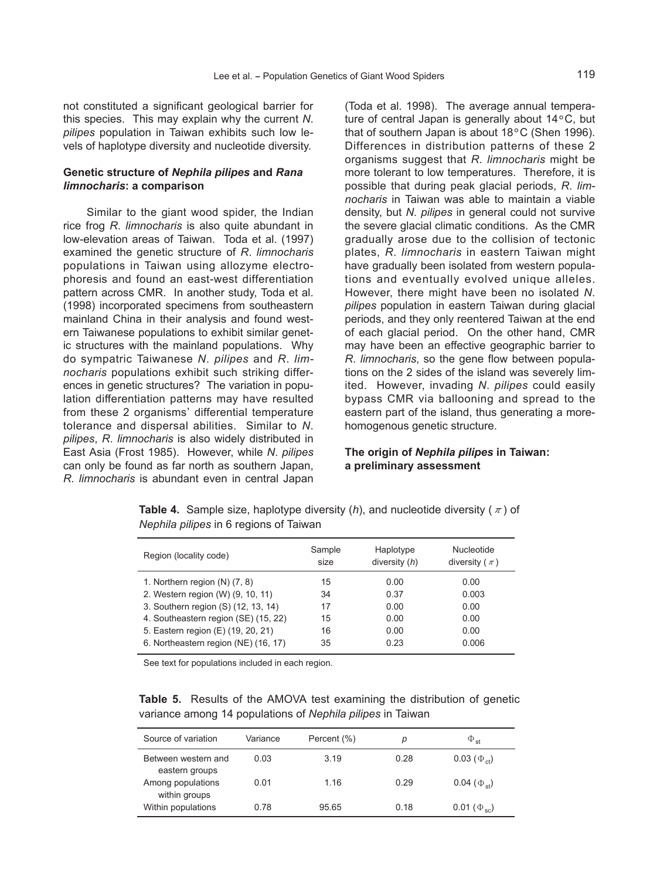not constituted a significant geological barrier for this species. This may explain why the current *N. pilipes* population in Taiwan exhibits such low levels of haplotype diversity and nucleotide diversity.

### Genetic structure of *Nephila pilipes* and *Rana limnocharis*: a comparison

Similar to the giant wood spider, the Indian rice frog *R. limnocharis* is also quite abundant in low-elevation areas of Taiwan. Toda et al. (1997) examined the genetic structure of *R. limnocharis* populations in Taiwan using allozyme electrophoresis and found an east-west differentiation pattern across CMR. In another study, Toda et al. (1998) incorporated specimens from southeastern mainland China in their analysis and found western Taiwanese populations to exhibit similar genetic structures with the mainland populations. Why do sympatric Taiwanese *N. pilipes* and *R. limnocharis* populations exhibit such striking differences in genetic structures? The variation in population differentiation patterns may have resulted from these 2 organisms' differential temperature tolerance and dispersal abilities. Similar to *N. pilipes*, *R. limnocharis* is also widely distributed in East Asia (Frost 1985). However, while *N. pilipes* can only be found as far north as southern Japan, *R. limnocharis* is abundant even in central Japan (Toda et al. 1998). The average annual temperature of central Japan is generally about 14°C, but that of southern Japan is about 18°C (Shen 1996). Differences in distribution patterns of these 2 organisms suggest that *R. limnocharis* might be more tolerant to low temperatures. Therefore, it is possible that during peak glacial periods, *R. limnocharis* in Taiwan was able to maintain a viable density, but *N. pilipes* in general could not survive the severe glacial climatic conditions. As the CMR gradually arose due to the collision of tectonic plates, *R. limnocharis* in eastern Taiwan might have gradually been isolated from western populations and eventually evolved unique alleles. However, there might have been no isolated *N. pilipes* population in eastern Taiwan during glacial periods, and they only reentered Taiwan at the end of each glacial period. On the other hand, CMR may have been an effective geographic barrier to *R. limnocharis*, so the gene flow between populations on the 2 sides of the island was severely limited. However, invading *N. pilipes* could easily bypass CMR via ballooning and spread to the eastern part of the island, thus generating a more-homogenous genetic structure.

### The origin of *Nephila pilipes* in Taiwan: a preliminary assessment

**Table 4.** Sample size, haplotype diversity ($h$), and nucleotide diversity ($\pi$) of *Nephila pilipes* in 6 regions of Taiwan

| Region (locality code) | Sample size | Haplotype diversity ($h$) | Nucleotide diversity ($\pi$) |
|---|---|---|---|
| 1. Northern region (N) (7, 8) | 15 | 0.00 | 0.00 |
| 2. Western region (W) (9, 10, 11) | 34 | 0.37 | 0.003 |
| 3. Southern region (S) (12, 13, 14) | 17 | 0.00 | 0.00 |
| 4. Southeastern region (SE) (15, 22) | 15 | 0.00 | 0.00 |
| 5. Eastern region (E) (19, 20, 21) | 16 | 0.00 | 0.00 |
| 6. Northeastern region (NE) (16, 17) | 35 | 0.23 | 0.006 |

See text for populations included in each region.

**Table 5.** Results of the AMOVA test examining the distribution of genetic variance among 14 populations of *Nephila pilipes* in Taiwan

| Source of variation | Variance | Percent (%) | $p$ | $\Phi_{st}$ |
|---|---|---|---|---|
| Between western and eastern groups | 0.03 | 3.19 | 0.28 | 0.03 ($\Phi_{ct}$) |
| Among populations within groups | 0.01 | 1.16 | 0.29 | 0.04 ($\Phi_{st}$) |
| Within populations | 0.78 | 95.65 | 0.18 | 0.01 ($\Phi_{sc}$) |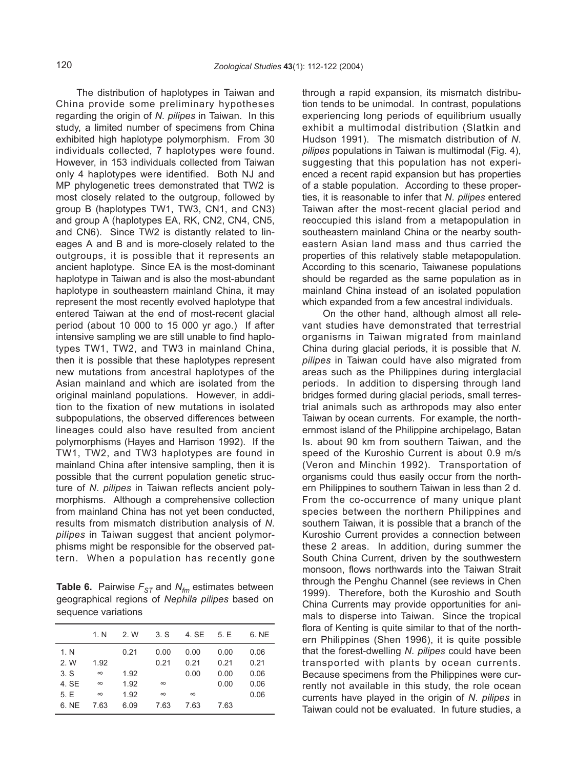The distribution of haplotypes in Taiwan and China provide some preliminary hypotheses regarding the origin of *N. pilipes* in Taiwan. In this study, a limited number of specimens from China exhibited high haplotype polymorphism. From 30 individuals collected, 7 haplotypes were found. However, in 153 individuals collected from Taiwan only 4 haplotypes were identified. Both NJ and MP phylogenetic trees demonstrated that TW2 is most closely related to the outgroup, followed by group B (haplotypes TW1, TW3, CN1, and CN3) and group A (haplotypes EA, RK, CN2, CN4, CN5, and CN6). Since TW2 is distantly related to lineages A and B and is more-closely related to the outgroups, it is possible that it represents an ancient haplotype. Since EA is the most-dominant haplotype in Taiwan and is also the most-abundant haplotype in southeastern mainland China, it may represent the most recently evolved haplotype that entered Taiwan at the end of most-recent glacial period (about 10 000 to 15 000 yr ago.) If after intensive sampling we are still unable to find haplotypes TW1, TW2, and TW3 in mainland China, then it is possible that these haplotypes represent new mutations from ancestral haplotypes of the Asian mainland and which are isolated from the original mainland populations. However, in addition to the fixation of new mutations in isolated subpopulations, the observed differences between lineages could also have resulted from ancient polymorphisms (Hayes and Harrison 1992). If the TW1, TW2, and TW3 haplotypes are found in mainland China after intensive sampling, then it is possible that the current population genetic structure of *N. pilipes* in Taiwan reflects ancient polymorphisms. Although a comprehensive collection from mainland China has not yet been conducted, results from mismatch distribution analysis of *N. pilipes* in Taiwan suggest that ancient polymorphisms might be responsible for the observed pattern. When a population has recently gone through a rapid expansion, its mismatch distribution tends to be unimodal. In contrast, populations experiencing long periods of equilibrium usually exhibit a multimodal distribution (Slatkin and Hudson 1991). The mismatch distribution of *N. pilipes* populations in Taiwan is multimodal (Fig. 4), suggesting that this population has not experienced a recent rapid expansion but has properties of a stable population. According to these properties, it is reasonable to infer that *N. pilipes* entered Taiwan after the most-recent glacial period and reoccupied this island from a metapopulation in southeastern mainland China or the nearby southeastern Asian land mass and thus carried the properties of this relatively stable metapopulation. According to this scenario, Taiwanese populations should be regarded as the same population as in mainland China instead of an isolated population which expanded from a few ancestral individuals.

On the other hand, although almost all relevant studies have demonstrated that terrestrial organisms in Taiwan migrated from mainland China during glacial periods, it is possible that *N. pilipes* in Taiwan could have also migrated from areas such as the Philippines during interglacial periods. In addition to dispersing through land bridges formed during glacial periods, small terrestrial animals such as arthropods may also enter Taiwan by ocean currents. For example, the northernmost island of the Philippine archipelago, Batan Is. about 90 km from southern Taiwan, and the speed of the Kuroshio Current is about 0.9 m/s (Veron and Minchin 1992). Transportation of organisms could thus easily occur from the northern Philippines to southern Taiwan in less than 2 d. From the co-occurrence of many unique plant species between the northern Philippines and southern Taiwan, it is possible that a branch of the Kuroshio Current provides a connection between these 2 areas. In addition, during summer the South China Current, driven by the southwestern monsoon, flows northwards into the Taiwan Strait through the Penghu Channel (see reviews in Chen 1999). Therefore, both the Kuroshio and South China Currents may provide opportunities for animals to disperse into Taiwan. Since the tropical flora of Kenting is quite similar to that of the northern Philippines (Shen 1996), it is quite possible that the forest-dwelling *N. pilipes* could have been transported with plants by ocean currents. Because specimens from the Philippines were currently not available in this study, the role ocean currents have played in the origin of *N. pilipes* in Taiwan could not be evaluated. In future studies, a

**Table 6.** Pairwise $F_{ST}$ and $N_{fm}$ estimates between geographical regions of *Nephila pilipes* based on sequence variations

| | 1. N | 2. W | 3. S | 4. SE | 5. E | 6. NE |
|---|---|---|---|---|---|---|
| 1. N | | 0.21 | 0.00 | 0.00 | 0.00 | 0.06 |
| 2. W | 1.92 | | 0.21 | 0.21 | 0.21 | 0.21 |
| 3. S | ∞ | 1.92 | | 0.00 | 0.00 | 0.06 |
| 4. SE | ∞ | 1.92 | ∞ | | 0.00 | 0.06 |
| 5. E | ∞ | 1.92 | ∞ | ∞ | | 0.06 |
| 6. NE | 7.63 | 6.09 | 7.63 | 7.63 | 7.63 | |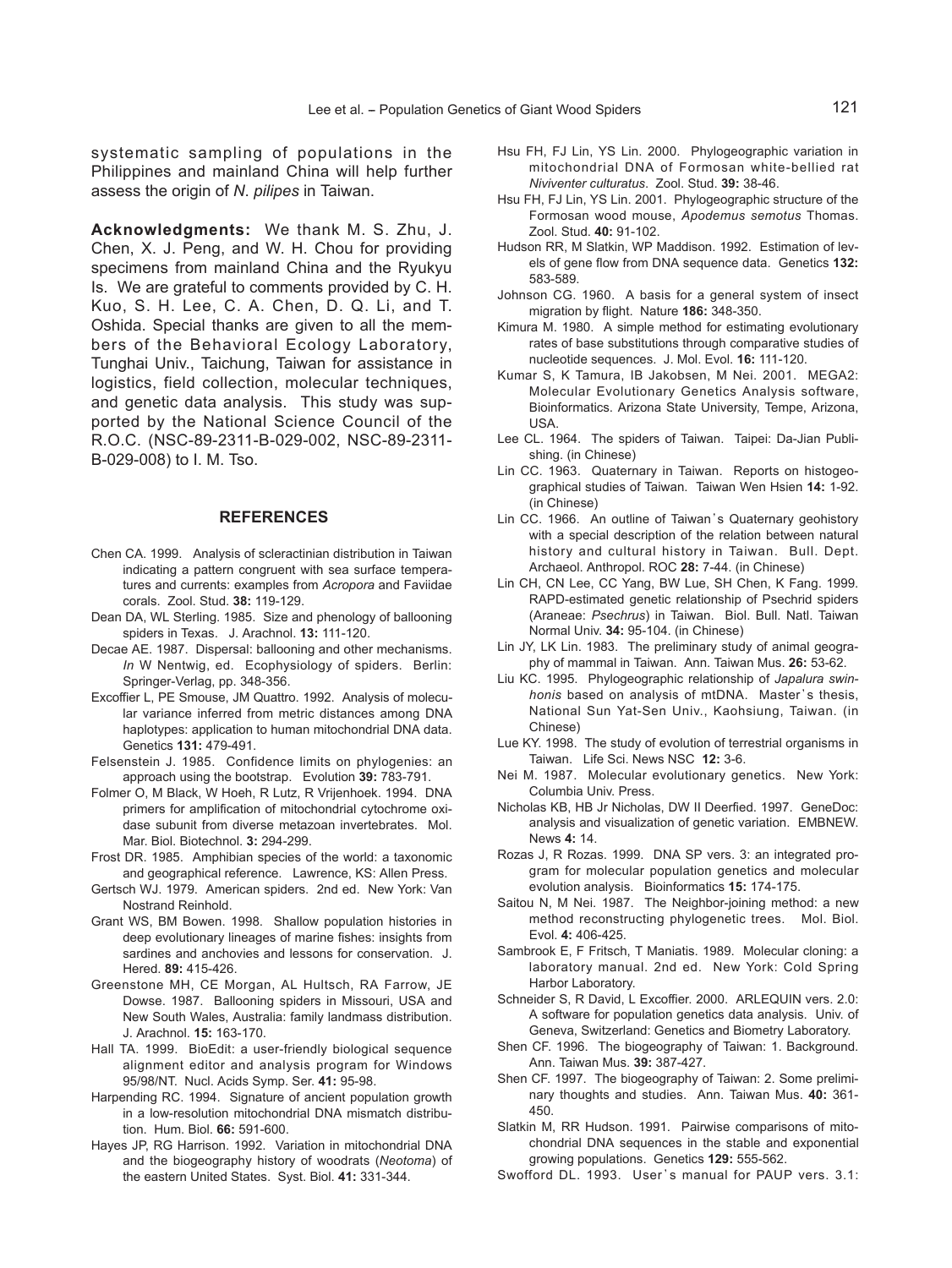systematic sampling of populations in the Philippines and mainland China will help further assess the origin of *N. pilipes* in Taiwan.

**Acknowledgments:** We thank M. S. Zhu, J. Chen, X. J. Peng, and W. H. Chou for providing specimens from mainland China and the Ryukyu Is. We are grateful to comments provided by C. H. Kuo, S. H. Lee, C. A. Chen, D. Q. Li, and T. Oshida. Special thanks are given to all the members of the Behavioral Ecology Laboratory, Tunghai Univ., Taichung, Taiwan for assistance in logistics, field collection, molecular techniques, and genetic data analysis. This study was supported by the National Science Council of the R.O.C. (NSC-89-2311-B-029-002, NSC-89-2311-B-029-008) to I. M. Tso.

## REFERENCES

Chen CA. 1999. Analysis of scleractinian distribution in Taiwan indicating a pattern congruent with sea surface temperatures and currents: examples from *Acropora* and Faviidae corals. Zool. Stud. **38:** 119-129.

Dean DA, WL Sterling. 1985. Size and phenology of ballooning spiders in Texas. J. Arachnol. **13:** 111-120.

Decae AE. 1987. Dispersal: ballooning and other mechanisms. *In* W Nentwig, ed. Ecophysiology of spiders. Berlin: Springer-Verlag, pp. 348-356.

Excoffier L, PE Smouse, JM Quattro. 1992. Analysis of molecular variance inferred from metric distances among DNA haplotypes: application to human mitochondrial DNA data. Genetics **131:** 479-491.

Felsenstein J. 1985. Confidence limits on phylogenies: an approach using the bootstrap. Evolution **39:** 783-791.

Folmer O, M Black, W Hoeh, R Lutz, R Vrijenhoek. 1994. DNA primers for amplification of mitochondrial cytochrome oxidase subunit from diverse metazoan invertebrates. Mol. Mar. Biol. Biotechnol. **3:** 294-299.

Frost DR. 1985. Amphibian species of the world: a taxonomic and geographical reference. Lawrence, KS: Allen Press.

Gertsch WJ. 1979. American spiders. 2nd ed. New York: Van Nostrand Reinhold.

Grant WS, BM Bowen. 1998. Shallow population histories in deep evolutionary lineages of marine fishes: insights from sardines and anchovies and lessons for conservation. J. Hered. **89:** 415-426.

Greenstone MH, CE Morgan, AL Hultsch, RA Farrow, JE Dowse. 1987. Ballooning spiders in Missouri, USA and New South Wales, Australia: family landmass distribution. J. Arachnol. **15:** 163-170.

Hall TA. 1999. BioEdit: a user-friendly biological sequence alignment editor and analysis program for Windows 95/98/NT. Nucl. Acids Symp. Ser. **41:** 95-98.

Harpending RC. 1994. Signature of ancient population growth in a low-resolution mitochondrial DNA mismatch distribution. Hum. Biol. **66:** 591-600.

Hayes JP, RG Harrison. 1992. Variation in mitochondrial DNA and the biogeography history of woodrats (*Neotoma*) of the eastern United States. Syst. Biol. **41:** 331-344.

Hsu FH, FJ Lin, YS Lin. 2000. Phylogeographic variation in mitochondrial DNA of Formosan white-bellied rat *Niviventer culturatus*. Zool. Stud. **39:** 38-46.

Hsu FH, FJ Lin, YS Lin. 2001. Phylogeographic structure of the Formosan wood mouse, *Apodemus semotus* Thomas. Zool. Stud. **40:** 91-102.

Hudson RR, M Slatkin, WP Maddison. 1992. Estimation of levels of gene flow from DNA sequence data. Genetics **132:** 583-589.

Johnson CG. 1960. A basis for a general system of insect migration by flight. Nature **186:** 348-350.

Kimura M. 1980. A simple method for estimating evolutionary rates of base substitutions through comparative studies of nucleotide sequences. J. Mol. Evol. **16:** 111-120.

Kumar S, K Tamura, IB Jakobsen, M Nei. 2001. MEGA2: Molecular Evolutionary Genetics Analysis software, Bioinformatics. Arizona State University, Tempe, Arizona, USA.

Lee CL. 1964. The spiders of Taiwan. Taipei: Da-Jian Publishing. (in Chinese)

Lin CC. 1963. Quaternary in Taiwan. Reports on histogeographical studies of Taiwan. Taiwan Wen Hsien **14:** 1-92. (in Chinese)

Lin CC. 1966. An outline of Taiwan's Quaternary geohistory with a special description of the relation between natural history and cultural history in Taiwan. Bull. Dept. Archaeol. Anthropol. ROC **28:** 7-44. (in Chinese)

Lin CH, CN Lee, CC Yang, BW Lue, SH Chen, K Fang. 1999. RAPD-estimated genetic relationship of Psechrid spiders (Araneae: *Psechrus*) in Taiwan. Biol. Bull. Natl. Taiwan Normal Univ. **34:** 95-104. (in Chinese)

Lin JY, LK Lin. 1983. The preliminary study of animal geography of mammal in Taiwan. Ann. Taiwan Mus. **26:** 53-62.

Liu KC. 1995. Phylogeographic relationship of *Japalura swinhonis* based on analysis of mtDNA. Master's thesis, National Sun Yat-Sen Univ., Kaohsiung, Taiwan. (in Chinese)

Lue KY. 1998. The study of evolution of terrestrial organisms in Taiwan. Life Sci. News NSC **12:** 3-6.

Nei M. 1987. Molecular evolutionary genetics. New York: Columbia Univ. Press.

Nicholas KB, HB Jr Nicholas, DW II Deerfied. 1997. GeneDoc: analysis and visualization of genetic variation. EMBNEW. News **4:** 14.

Rozas J, R Rozas. 1999. DNA SP vers. 3: an integrated program for molecular population genetics and molecular evolution analysis. Bioinformatics **15:** 174-175.

Saitou N, M Nei. 1987. The Neighbor-joining method: a new method reconstructing phylogenetic trees. Mol. Biol. Evol. **4:** 406-425.

Sambrook E, F Fritsch, T Maniatis. 1989. Molecular cloning: a laboratory manual. 2nd ed. New York: Cold Spring Harbor Laboratory.

Schneider S, R David, L Excoffier. 2000. ARLEQUIN vers. 2.0: A software for population genetics data analysis. Univ. of Geneva, Switzerland: Genetics and Biometry Laboratory.

Shen CF. 1996. The biogeography of Taiwan: 1. Background. Ann. Taiwan Mus. **39:** 387-427.

Shen CF. 1997. The biogeography of Taiwan: 2. Some preliminary thoughts and studies. Ann. Taiwan Mus. **40:** 361-450.

Slatkin M, RR Hudson. 1991. Pairwise comparisons of mitochondrial DNA sequences in the stable and exponential growing populations. Genetics **129:** 555-562.

Swofford DL. 1993. User's manual for PAUP vers. 3.1: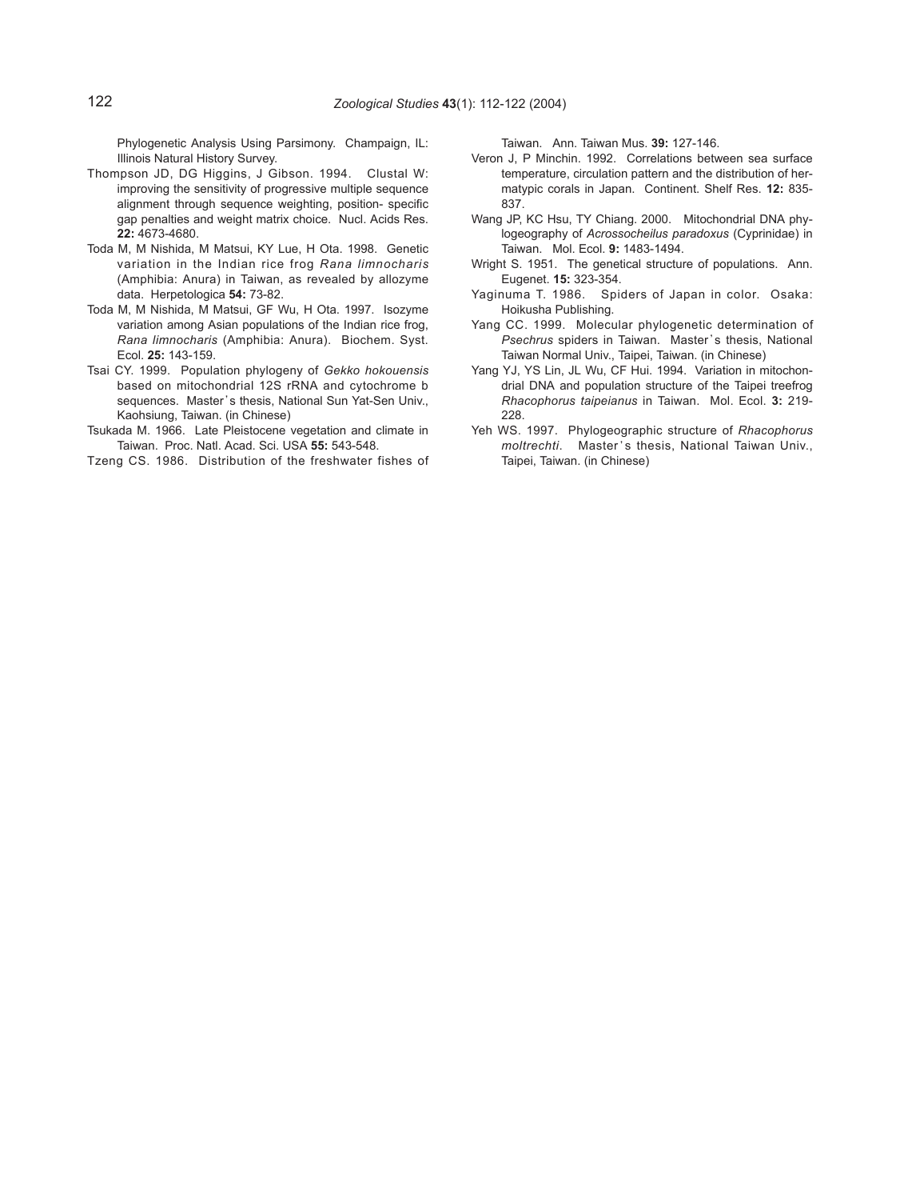Phylogenetic Analysis Using Parsimony. Champaign, IL: Illinois Natural History Survey.

Thompson JD, DG Higgins, J Gibson. 1994. Clustal W: improving the sensitivity of progressive multiple sequence alignment through sequence weighting, position- specific gap penalties and weight matrix choice. Nucl. Acids Res. **22:** 4673-4680.

Toda M, M Nishida, M Matsui, KY Lue, H Ota. 1998. Genetic variation in the Indian rice frog *Rana limnocharis* (Amphibia: Anura) in Taiwan, as revealed by allozyme data. Herpetologica **54:** 73-82.

Toda M, M Nishida, M Matsui, GF Wu, H Ota. 1997. Isozyme variation among Asian populations of the Indian rice frog, *Rana limnocharis* (Amphibia: Anura). Biochem. Syst. Ecol. **25:** 143-159.

Tsai CY. 1999. Population phylogeny of *Gekko hokouensis* based on mitochondrial 12S rRNA and cytochrome b sequences. Master's thesis, National Sun Yat-Sen Univ., Kaohsiung, Taiwan. (in Chinese)

Tsukada M. 1966. Late Pleistocene vegetation and climate in Taiwan. Proc. Natl. Acad. Sci. USA **55:** 543-548.

Tzeng CS. 1986. Distribution of the freshwater fishes of Taiwan. Ann. Taiwan Mus. **39:** 127-146.

Veron J, P Minchin. 1992. Correlations between sea surface temperature, circulation pattern and the distribution of hermatypic corals in Japan. Continent. Shelf Res. **12:** 835-837.

Wang JP, KC Hsu, TY Chiang. 2000. Mitochondrial DNA phylogeography of *Acrossocheilus paradoxus* (Cyprinidae) in Taiwan. Mol. Ecol. **9:** 1483-1494.

Wright S. 1951. The genetical structure of populations. Ann. Eugenet. **15:** 323-354.

Yaginuma T. 1986. Spiders of Japan in color. Osaka: Hoikusha Publishing.

Yang CC. 1999. Molecular phylogenetic determination of *Psechrus* spiders in Taiwan. Master's thesis, National Taiwan Normal Univ., Taipei, Taiwan. (in Chinese)

Yang YJ, YS Lin, JL Wu, CF Hui. 1994. Variation in mitochondrial DNA and population structure of the Taipei treefrog *Rhacophorus taipeianus* in Taiwan. Mol. Ecol. **3:** 219-228.

Yeh WS. 1997. Phylogeographic structure of *Rhacophorus moltrechti*. Master's thesis, National Taiwan Univ., Taipei, Taiwan. (in Chinese)